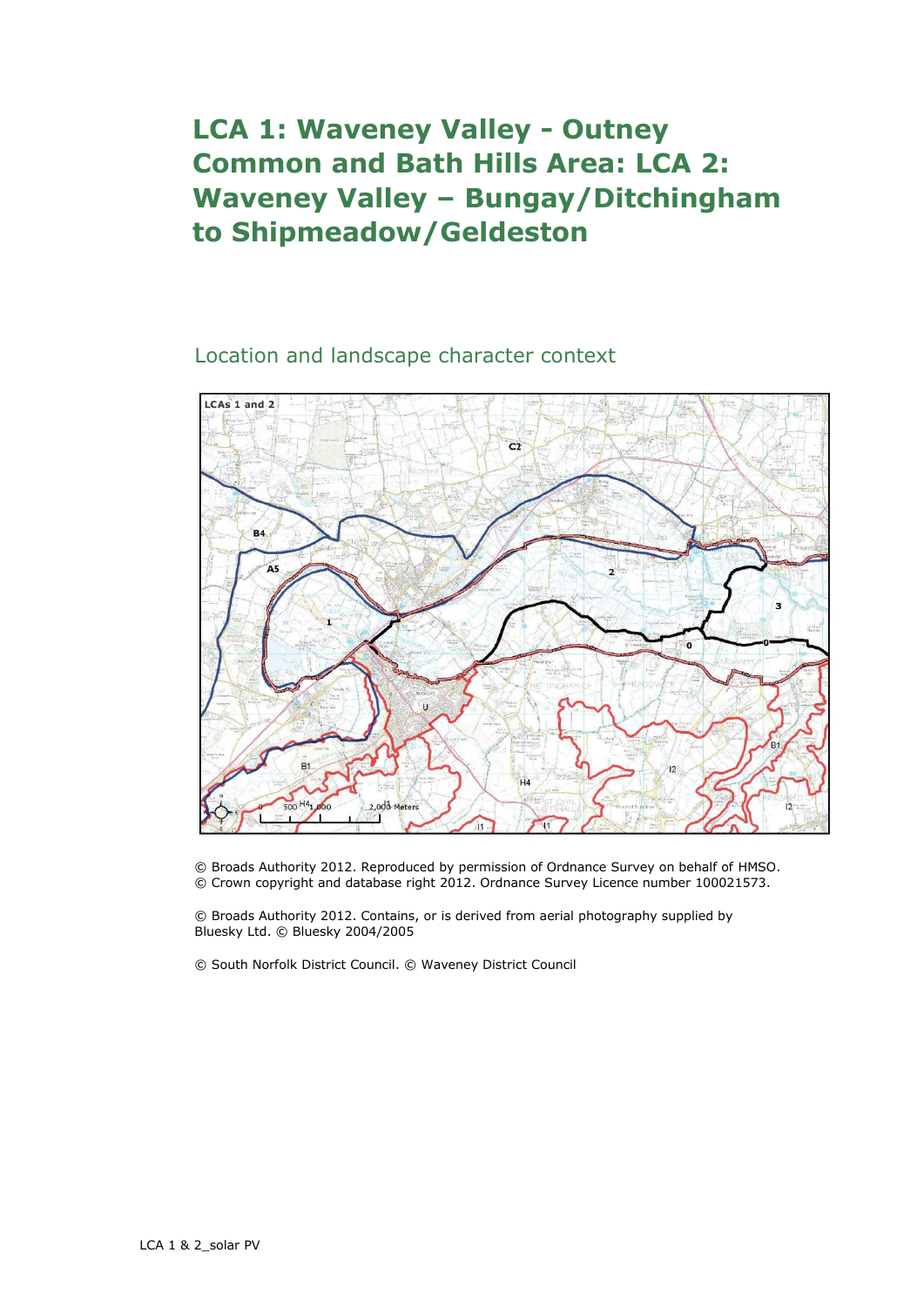# LCA 1: Waveney Valley - Outney Common and Bath Hills Area: LCA 2: Waveney Valley – Bungay/Ditchingham to Shipmeadow/Geldeston

## Location and landscape character context

LCAs 1 and 2

C2
B4
A5
2
3
1
0
0
U
B1
H4
I2
B1
I2
H4
I1
I1
0
500
1,000
2,000 Meters

© Broads Authority 2012. Reproduced by permission of Ordnance Survey on behalf of HMSO. © Crown copyright and database right 2012. Ordnance Survey Licence number 100021573.

© Broads Authority 2012. Contains, or is derived from aerial photography supplied by Bluesky Ltd. © Bluesky 2004/2005

© South Norfolk District Council. © Waveney District Council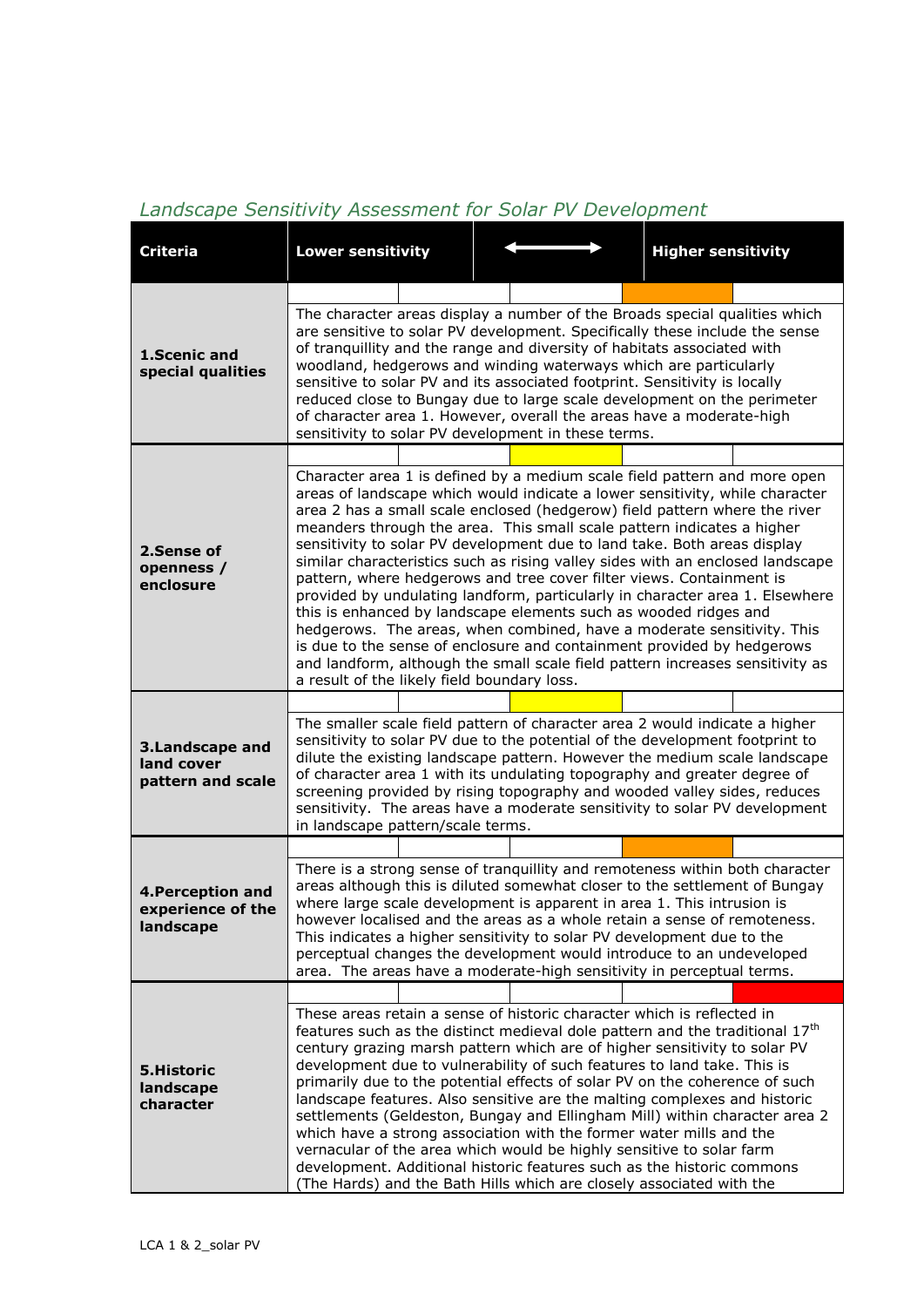## *Landscape Sensitivity Assessment for Solar PV Development*

| Criteria | Lower sensitivity ⟷ Higher sensitivity |
|---|---|
| **1.Scenic and special qualities** | The character areas display a number of the Broads special qualities which are sensitive to solar PV development. Specifically these include the sense of tranquillity and the range and diversity of habitats associated with woodland, hedgerows and winding waterways which are particularly sensitive to solar PV and its associated footprint. Sensitivity is locally reduced close to Bungay due to large scale development on the perimeter of character area 1. However, overall the areas have a moderate-high sensitivity to solar PV development in these terms. |
| **2.Sense of openness / enclosure** | Character area 1 is defined by a medium scale field pattern and more open areas of landscape which would indicate a lower sensitivity, while character area 2 has a small scale enclosed (hedgerow) field pattern where the river meanders through the area. This small scale pattern indicates a higher sensitivity to solar PV development due to land take. Both areas display similar characteristics such as rising valley sides with an enclosed landscape pattern, where hedgerows and tree cover filter views. Containment is provided by undulating landform, particularly in character area 1. Elsewhere this is enhanced by landscape elements such as wooded ridges and hedgerows. The areas, when combined, have a moderate sensitivity. This is due to the sense of enclosure and containment provided by hedgerows and landform, although the small scale field pattern increases sensitivity as a result of the likely field boundary loss. |
| **3.Landscape and land cover pattern and scale** | The smaller scale field pattern of character area 2 would indicate a higher sensitivity to solar PV due to the potential of the development footprint to dilute the existing landscape pattern. However the medium scale landscape of character area 1 with its undulating topography and greater degree of screening provided by rising topography and wooded valley sides, reduces sensitivity. The areas have a moderate sensitivity to solar PV development in landscape pattern/scale terms. |
| **4.Perception and experience of the landscape** | There is a strong sense of tranquillity and remoteness within both character areas although this is diluted somewhat closer to the settlement of Bungay where large scale development is apparent in area 1. This intrusion is however localised and the areas as a whole retain a sense of remoteness. This indicates a higher sensitivity to solar PV development due to the perceptual changes the development would introduce to an undeveloped area. The areas have a moderate-high sensitivity in perceptual terms. |
| **5.Historic landscape character** | These areas retain a sense of historic character which is reflected in features such as the distinct medieval dole pattern and the traditional 17th century grazing marsh pattern which are of higher sensitivity to solar PV development due to vulnerability of such features to land take. This is primarily due to the potential effects of solar PV on the coherence of such landscape features. Also sensitive are the malting complexes and historic settlements (Geldeston, Bungay and Ellingham Mill) within character area 2 which have a strong association with the former water mills and the vernacular of the area which would be highly sensitive to solar farm development. Additional historic features such as the historic commons (The Hards) and the Bath Hills which are closely associated with the |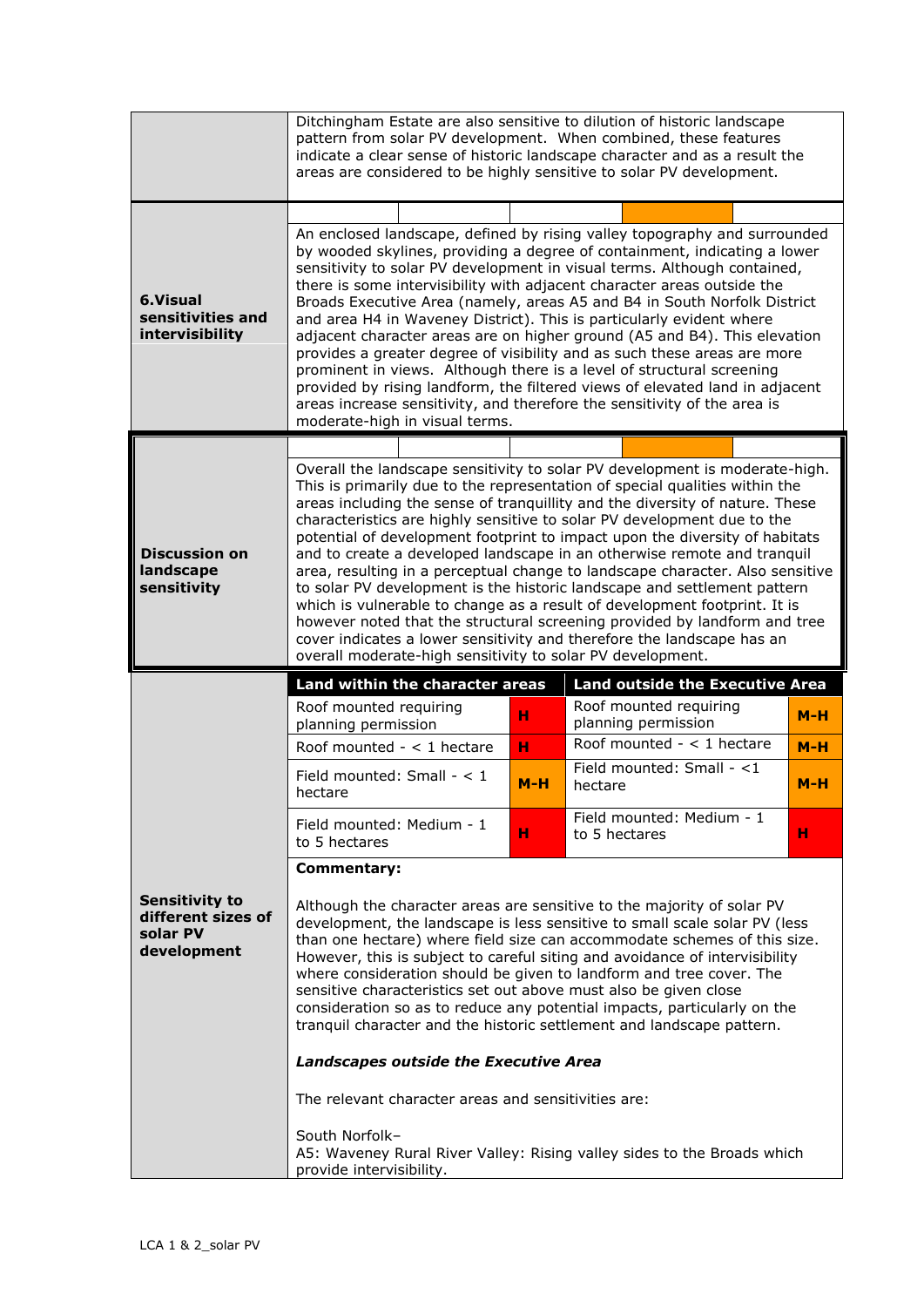| | |
|---|---|
| | Ditchingham Estate are also sensitive to dilution of historic landscape pattern from solar PV development. When combined, these features indicate a clear sense of historic landscape character and as a result the areas are considered to be highly sensitive to solar PV development. |
| **6.Visual sensitivities and intervisibility** | An enclosed landscape, defined by rising valley topography and surrounded by wooded skylines, providing a degree of containment, indicating a lower sensitivity to solar PV development in visual terms. Although contained, there is some intervisibility with adjacent character areas outside the Broads Executive Area (namely, areas A5 and B4 in South Norfolk District and area H4 in Waveney District). This is particularly evident where adjacent character areas are on higher ground (A5 and B4). This elevation provides a greater degree of visibility and as such these areas are more prominent in views. Although there is a level of structural screening provided by rising landform, the filtered views of elevated land in adjacent areas increase sensitivity, and therefore the sensitivity of the area is moderate-high in visual terms. |
| **Discussion on landscape sensitivity** | Overall the landscape sensitivity to solar PV development is moderate-high. This is primarily due to the representation of special qualities within the areas including the sense of tranquillity and the diversity of nature. These characteristics are highly sensitive to solar PV development due to the potential of development footprint to impact upon the diversity of habitats and to create a developed landscape in an otherwise remote and tranquil area, resulting in a perceptual change to landscape character. Also sensitive to solar PV development is the historic landscape and settlement pattern which is vulnerable to change as a result of development footprint. It is however noted that the structural screening provided by landform and tree cover indicates a lower sensitivity and therefore the landscape has an overall moderate-high sensitivity to solar PV development. |

**Sensitivity to different sizes of solar PV development**

| Land within the character areas | | Land outside the Executive Area | |
|---|---|---|---|
| Roof mounted requiring planning permission | H | Roof mounted requiring planning permission | M-H |
| Roof mounted - < 1 hectare | H | Roof mounted - < 1 hectare | M-H |
| Field mounted: Small - < 1 hectare | M-H | Field mounted: Small - <1 hectare | M-H |
| Field mounted: Medium - 1 to 5 hectares | H | Field mounted: Medium - 1 to 5 hectares | H |

**Commentary:**

Although the character areas are sensitive to the majority of solar PV development, the landscape is less sensitive to small scale solar PV (less than one hectare) where field size can accommodate schemes of this size. However, this is subject to careful siting and avoidance of intervisibility where consideration should be given to landform and tree cover. The sensitive characteristics set out above must also be given close consideration so as to reduce any potential impacts, particularly on the tranquil character and the historic settlement and landscape pattern.

***Landscapes outside the Executive Area***

The relevant character areas and sensitivities are:

South Norfolk–
A5: Waveney Rural River Valley: Rising valley sides to the Broads which provide intervisibility.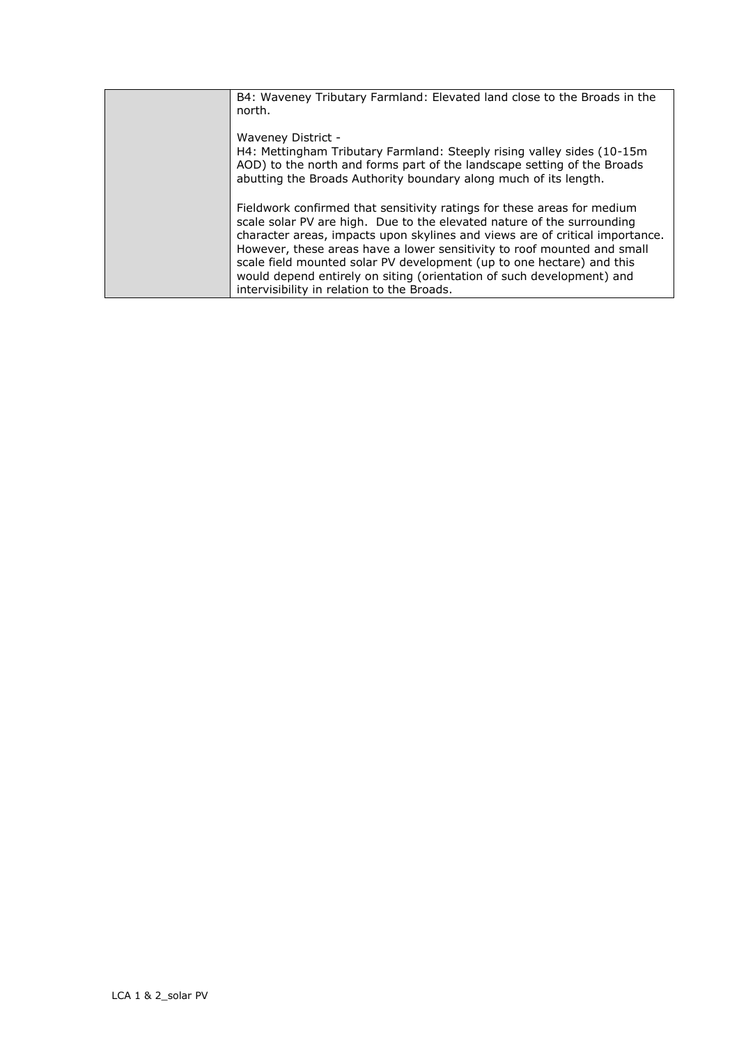| | |
|---|---|
| | B4: Waveney Tributary Farmland: Elevated land close to the Broads in the north.<br><br>Waveney District -<br>H4: Mettingham Tributary Farmland: Steeply rising valley sides (10-15m AOD) to the north and forms part of the landscape setting of the Broads abutting the Broads Authority boundary along much of its length.<br><br>Fieldwork confirmed that sensitivity ratings for these areas for medium scale solar PV are high. Due to the elevated nature of the surrounding character areas, impacts upon skylines and views are of critical importance. However, these areas have a lower sensitivity to roof mounted and small scale field mounted solar PV development (up to one hectare) and this would depend entirely on siting (orientation of such development) and intervisibility in relation to the Broads. |